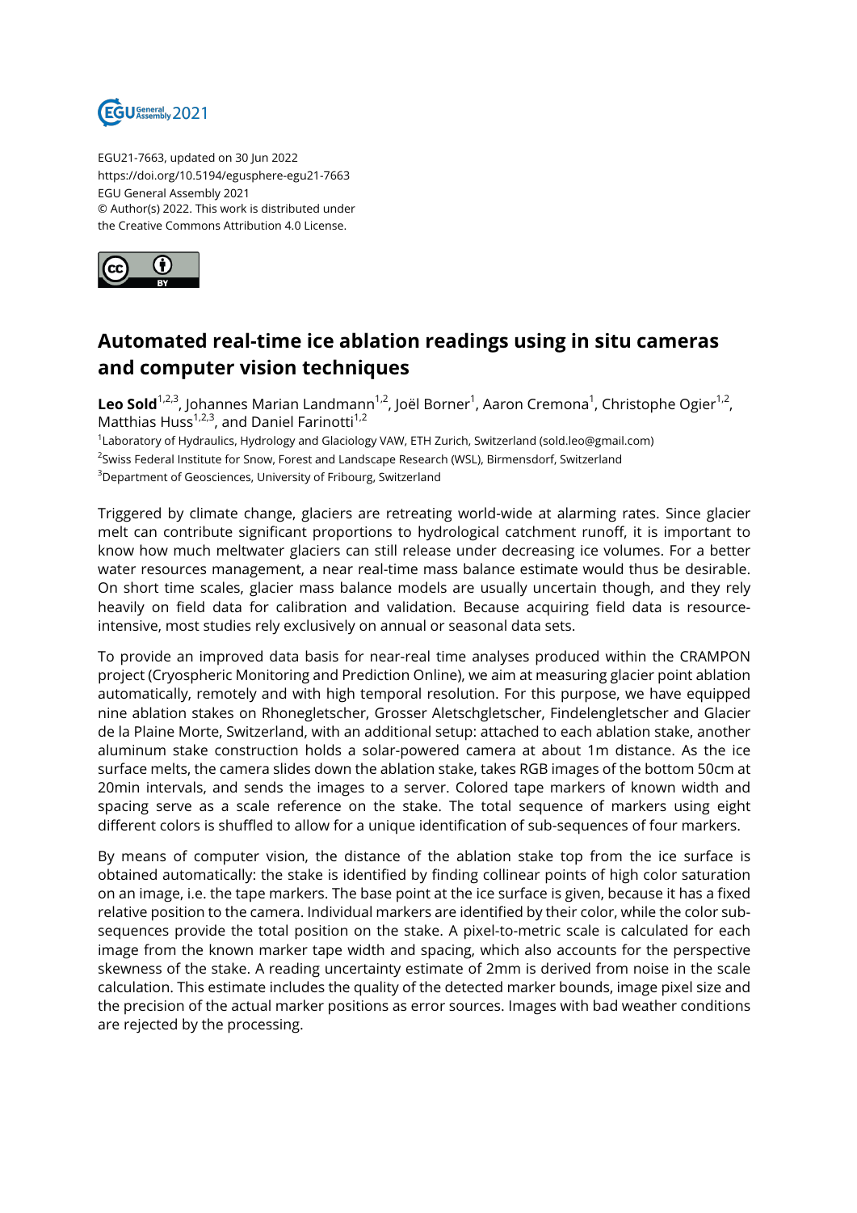EGU21-7663, updated on 30 Jun 2022
https://doi.org/10.5194/egusphere-egu21-7663
EGU General Assembly 2021
© Author(s) 2022. This work is distributed under
the Creative Commons Attribution 4.0 License.

# Automated real-time ice ablation readings using in situ cameras and computer vision techniques

**Leo Sold**[1,2,3], Johannes Marian Landmann[1,2], Joël Borner[1], Aaron Cremona[1], Christophe Ogier[1,2], Matthias Huss[1,2,3], and Daniel Farinotti[1,2]

[1]Laboratory of Hydraulics, Hydrology and Glaciology VAW, ETH Zurich, Switzerland (sold.leo@gmail.com)
[2]Swiss Federal Institute for Snow, Forest and Landscape Research (WSL), Birmensdorf, Switzerland
[3]Department of Geosciences, University of Fribourg, Switzerland

Triggered by climate change, glaciers are retreating world-wide at alarming rates. Since glacier melt can contribute significant proportions to hydrological catchment runoff, it is important to know how much meltwater glaciers can still release under decreasing ice volumes. For a better water resources management, a near real-time mass balance estimate would thus be desirable. On short time scales, glacier mass balance models are usually uncertain though, and they rely heavily on field data for calibration and validation. Because acquiring field data is resource-intensive, most studies rely exclusively on annual or seasonal data sets.

To provide an improved data basis for near-real time analyses produced within the CRAMPON project (Cryospheric Monitoring and Prediction Online), we aim at measuring glacier point ablation automatically, remotely and with high temporal resolution. For this purpose, we have equipped nine ablation stakes on Rhonegletscher, Grosser Aletschgletscher, Findelengletscher and Glacier de la Plaine Morte, Switzerland, with an additional setup: attached to each ablation stake, another aluminum stake construction holds a solar-powered camera at about 1m distance. As the ice surface melts, the camera slides down the ablation stake, takes RGB images of the bottom 50cm at 20min intervals, and sends the images to a server. Colored tape markers of known width and spacing serve as a scale reference on the stake. The total sequence of markers using eight different colors is shuffled to allow for a unique identification of sub-sequences of four markers.

By means of computer vision, the distance of the ablation stake top from the ice surface is obtained automatically: the stake is identified by finding collinear points of high color saturation on an image, i.e. the tape markers. The base point at the ice surface is given, because it has a fixed relative position to the camera. Individual markers are identified by their color, while the color sub-sequences provide the total position on the stake. A pixel-to-metric scale is calculated for each image from the known marker tape width and spacing, which also accounts for the perspective skewness of the stake. A reading uncertainty estimate of 2mm is derived from noise in the scale calculation. This estimate includes the quality of the detected marker bounds, image pixel size and the precision of the actual marker positions as error sources. Images with bad weather conditions are rejected by the processing.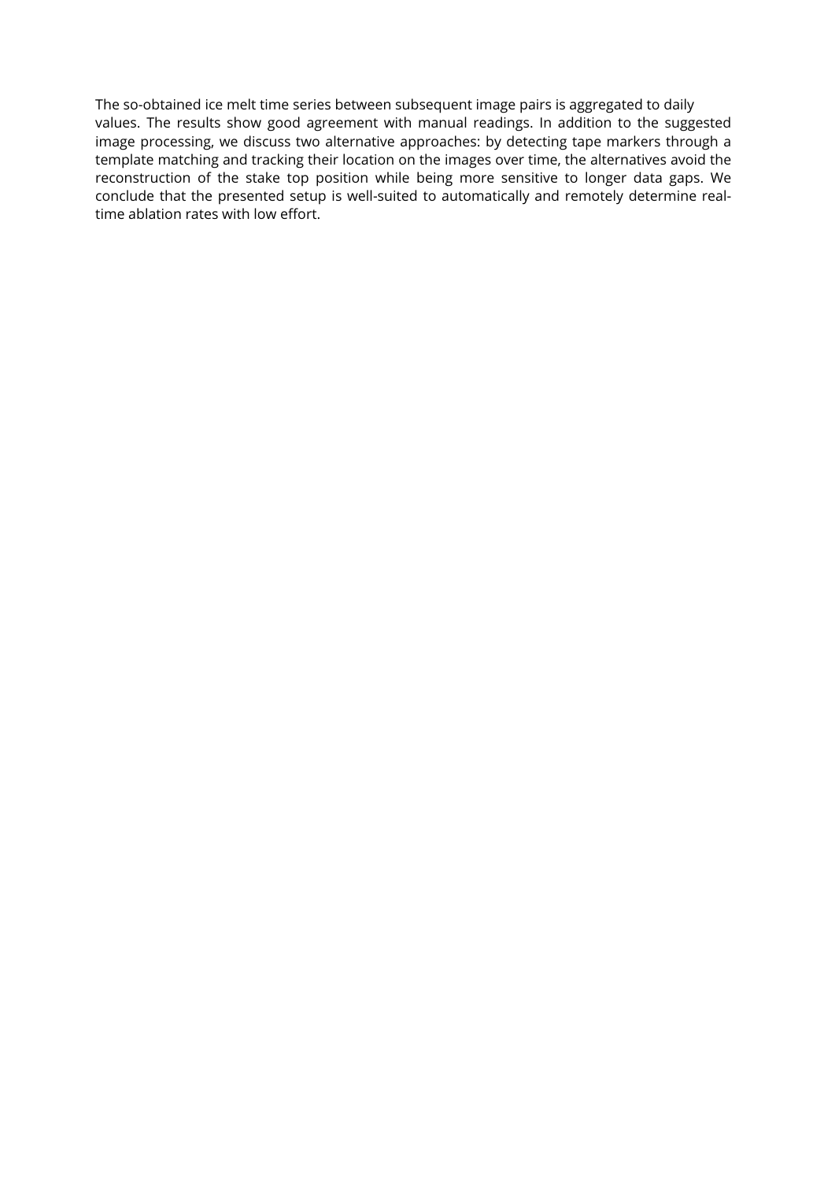The so-obtained ice melt time series between subsequent image pairs is aggregated to daily values. The results show good agreement with manual readings. In addition to the suggested image processing, we discuss two alternative approaches: by detecting tape markers through a template matching and tracking their location on the images over time, the alternatives avoid the reconstruction of the stake top position while being more sensitive to longer data gaps. We conclude that the presented setup is well-suited to automatically and remotely determine real-time ablation rates with low effort.